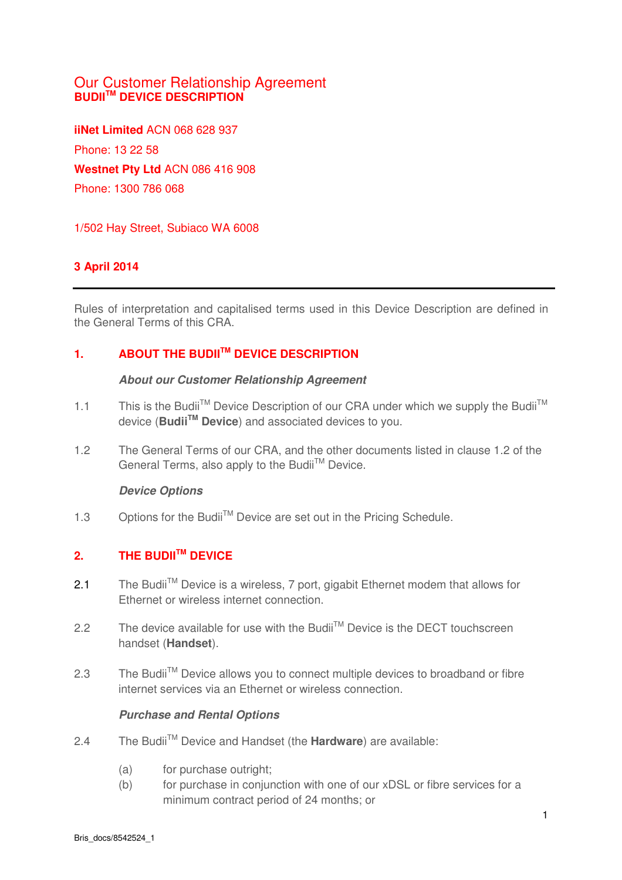# Our Customer Relationship Agreement
## BUDII[TM] DEVICE DESCRIPTION

**iiNet Limited** ACN 068 628 937

Phone: 13 22 58

**Westnet Pty Ltd** ACN 086 416 908

Phone: 1300 786 068

1/502 Hay Street, Subiaco WA 6008

**3 April 2014**

---

Rules of interpretation and capitalised terms used in this Device Description are defined in the General Terms of this CRA.

## 1. ABOUT THE BUDII[TM] DEVICE DESCRIPTION

***About our Customer Relationship Agreement***

1.1 This is the Budii[TM] Device Description of our CRA under which we supply the Budii[TM] device (**Budii[TM] Device**) and associated devices to you.

1.2 The General Terms of our CRA, and the other documents listed in clause 1.2 of the General Terms, also apply to the Budii[TM] Device.

***Device Options***

1.3 Options for the Budii[TM] Device are set out in the Pricing Schedule.

## 2. THE BUDII[TM] DEVICE

2.1 The Budii[TM] Device is a wireless, 7 port, gigabit Ethernet modem that allows for Ethernet or wireless internet connection.

2.2 The device available for use with the Budii[TM] Device is the DECT touchscreen handset (**Handset**).

2.3 The Budii[TM] Device allows you to connect multiple devices to broadband or fibre internet services via an Ethernet or wireless connection.

***Purchase and Rental Options***

2.4 The Budii[TM] Device and Handset (the **Hardware**) are available:

(a) for purchase outright;

(b) for purchase in conjunction with one of our xDSL or fibre services for a minimum contract period of 24 months; or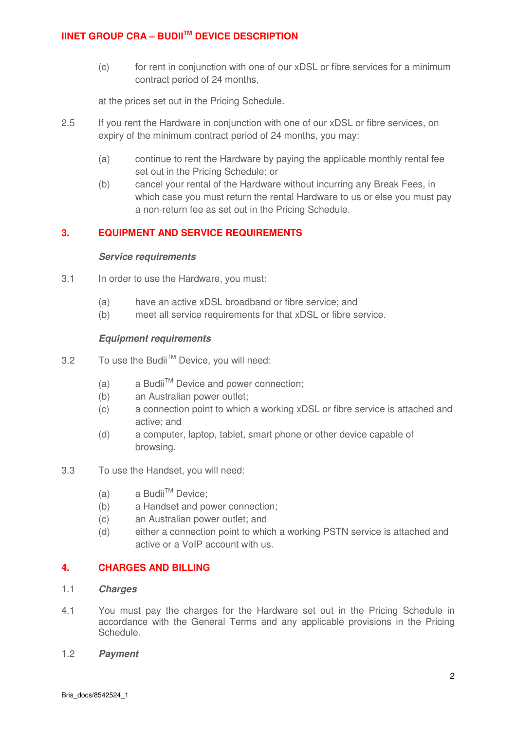(c) for rent in conjunction with one of our xDSL or fibre services for a minimum contract period of 24 months,

at the prices set out in the Pricing Schedule.

2.5 If you rent the Hardware in conjunction with one of our xDSL or fibre services, on expiry of the minimum contract period of 24 months, you may:

(a) continue to rent the Hardware by paying the applicable monthly rental fee set out in the Pricing Schedule; or

(b) cancel your rental of the Hardware without incurring any Break Fees, in which case you must return the rental Hardware to us or else you must pay a non-return fee as set out in the Pricing Schedule.

## 3. EQUIPMENT AND SERVICE REQUIREMENTS

***Service requirements***

3.1 In order to use the Hardware, you must:

(a) have an active xDSL broadband or fibre service; and

(b) meet all service requirements for that xDSL or fibre service.

***Equipment requirements***

3.2 To use the Budii™ Device, you will need:

(a) a Budii™ Device and power connection;

(b) an Australian power outlet;

(c) a connection point to which a working xDSL or fibre service is attached and active; and

(d) a computer, laptop, tablet, smart phone or other device capable of browsing.

3.3 To use the Handset, you will need:

(a) a Budii™ Device;

(b) a Handset and power connection;

(c) an Australian power outlet; and

(d) either a connection point to which a working PSTN service is attached and active or a VoIP account with us.

## 4. CHARGES AND BILLING

1.1 ***Charges***

4.1 You must pay the charges for the Hardware set out in the Pricing Schedule in accordance with the General Terms and any applicable provisions in the Pricing Schedule.

1.2 ***Payment***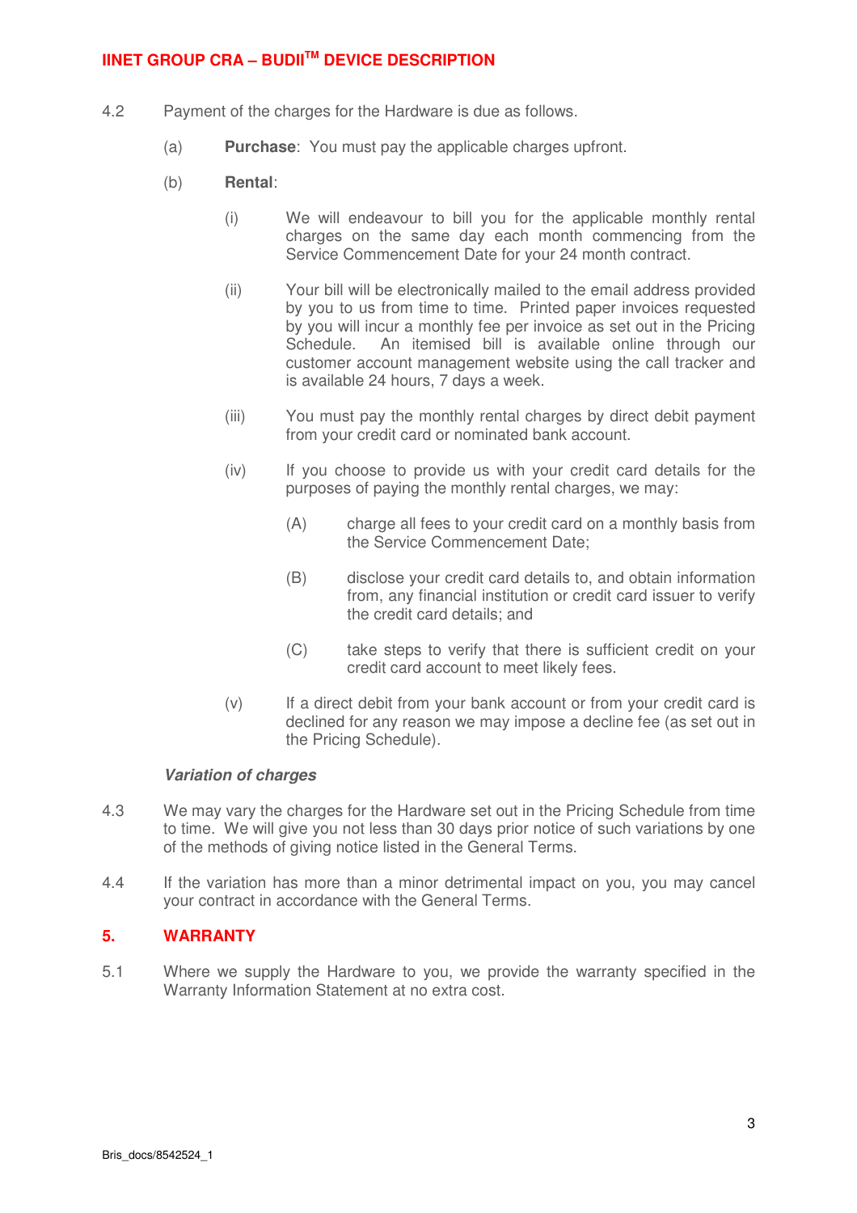4.2 Payment of the charges for the Hardware is due as follows.

(a) **Purchase**: You must pay the applicable charges upfront.

(b) **Rental**:

(i) We will endeavour to bill you for the applicable monthly rental charges on the same day each month commencing from the Service Commencement Date for your 24 month contract.

(ii) Your bill will be electronically mailed to the email address provided by you to us from time to time. Printed paper invoices requested by you will incur a monthly fee per invoice as set out in the Pricing Schedule. An itemised bill is available online through our customer account management website using the call tracker and is available 24 hours, 7 days a week.

(iii) You must pay the monthly rental charges by direct debit payment from your credit card or nominated bank account.

(iv) If you choose to provide us with your credit card details for the purposes of paying the monthly rental charges, we may:

(A) charge all fees to your credit card on a monthly basis from the Service Commencement Date;

(B) disclose your credit card details to, and obtain information from, any financial institution or credit card issuer to verify the credit card details; and

(C) take steps to verify that there is sufficient credit on your credit card account to meet likely fees.

(v) If a direct debit from your bank account or from your credit card is declined for any reason we may impose a decline fee (as set out in the Pricing Schedule).

***Variation of charges***

4.3 We may vary the charges for the Hardware set out in the Pricing Schedule from time to time. We will give you not less than 30 days prior notice of such variations by one of the methods of giving notice listed in the General Terms.

4.4 If the variation has more than a minor detrimental impact on you, you may cancel your contract in accordance with the General Terms.

## 5. WARRANTY

5.1 Where we supply the Hardware to you, we provide the warranty specified in the Warranty Information Statement at no extra cost.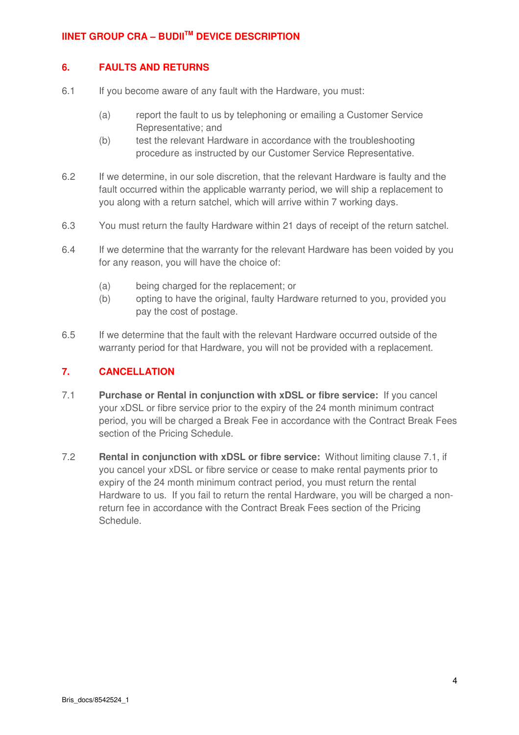## 6. FAULTS AND RETURNS

6.1 If you become aware of any fault with the Hardware, you must:

(a) report the fault to us by telephoning or emailing a Customer Service Representative; and

(b) test the relevant Hardware in accordance with the troubleshooting procedure as instructed by our Customer Service Representative.

6.2 If we determine, in our sole discretion, that the relevant Hardware is faulty and the fault occurred within the applicable warranty period, we will ship a replacement to you along with a return satchel, which will arrive within 7 working days.

6.3 You must return the faulty Hardware within 21 days of receipt of the return satchel.

6.4 If we determine that the warranty for the relevant Hardware has been voided by you for any reason, you will have the choice of:

(a) being charged for the replacement; or

(b) opting to have the original, faulty Hardware returned to you, provided you pay the cost of postage.

6.5 If we determine that the fault with the relevant Hardware occurred outside of the warranty period for that Hardware, you will not be provided with a replacement.

## 7. CANCELLATION

7.1 **Purchase or Rental in conjunction with xDSL or fibre service:** If you cancel your xDSL or fibre service prior to the expiry of the 24 month minimum contract period, you will be charged a Break Fee in accordance with the Contract Break Fees section of the Pricing Schedule.

7.2 **Rental in conjunction with xDSL or fibre service:** Without limiting clause 7.1, if you cancel your xDSL or fibre service or cease to make rental payments prior to expiry of the 24 month minimum contract period, you must return the rental Hardware to us. If you fail to return the rental Hardware, you will be charged a non-return fee in accordance with the Contract Break Fees section of the Pricing Schedule.